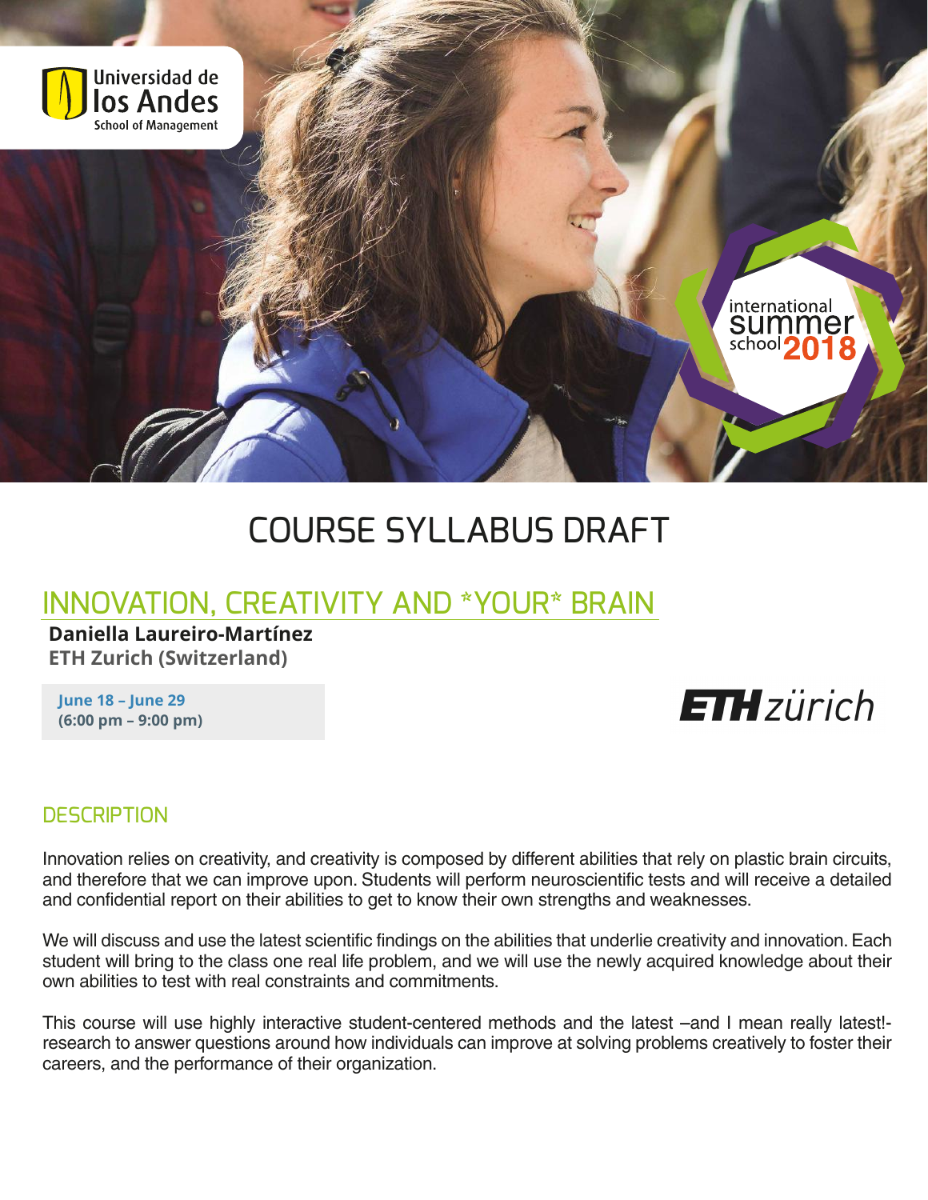# COURSE SYLLABUS DRAFT

## INNOVATION, CREATIVITY AND *YOUR* BRAIN

**Daniella Laureiro-Martínez**
**ETH Zurich (Switzerland)**

**June 18 – June 29**
**(6:00 pm – 9:00 pm)**

### DESCRIPTION

Innovation relies on creativity, and creativity is composed by different abilities that rely on plastic brain circuits, and therefore that we can improve upon. Students will perform neuroscientific tests and will receive a detailed and confidential report on their abilities to get to know their own strengths and weaknesses.

We will discuss and use the latest scientific findings on the abilities that underlie creativity and innovation. Each student will bring to the class one real life problem, and we will use the newly acquired knowledge about their own abilities to test with real constraints and commitments.

This course will use highly interactive student-centered methods and the latest –and I mean really latest!- research to answer questions around how individuals can improve at solving problems creatively to foster their careers, and the performance of their organization.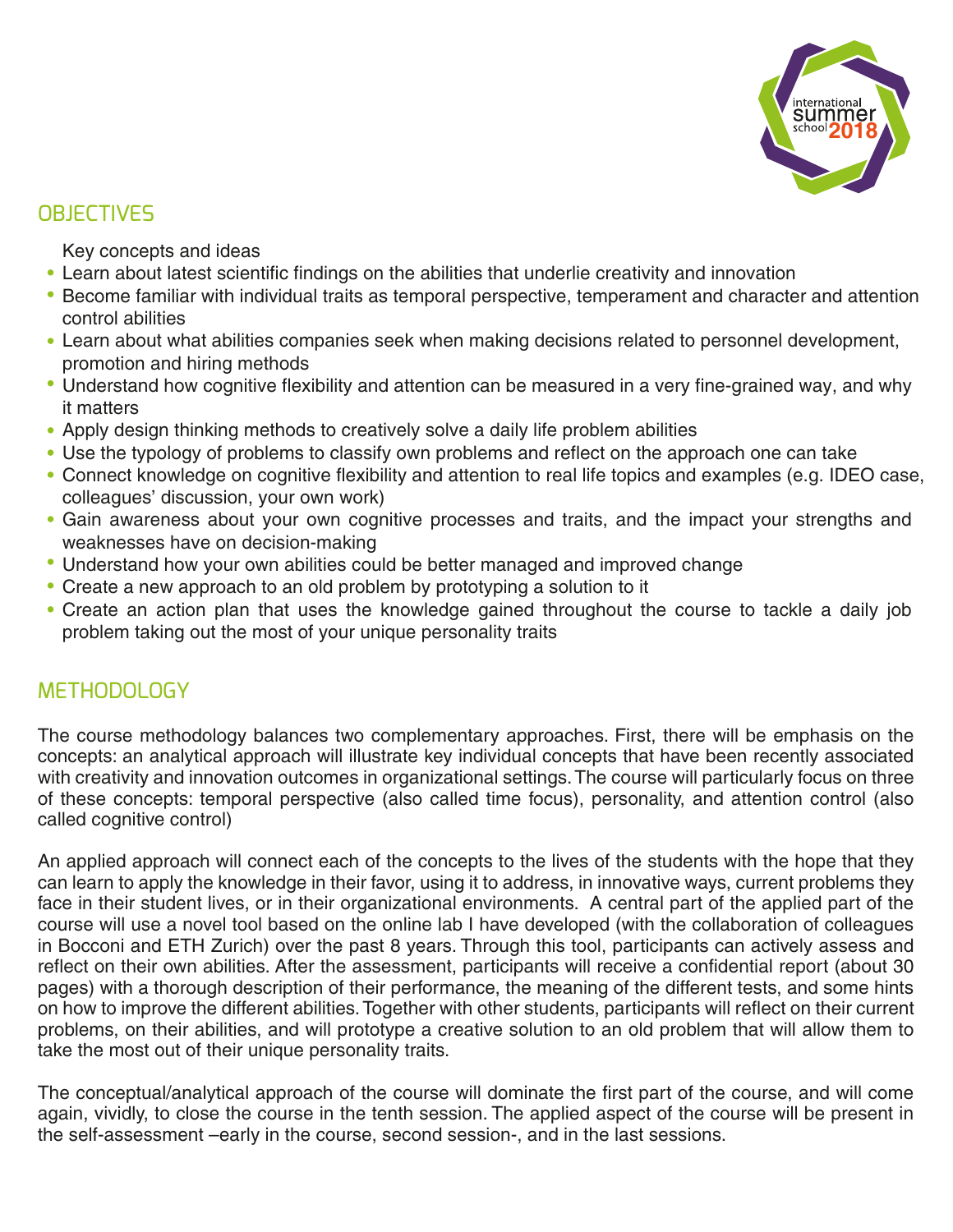## OBJECTIVES

Key concepts and ideas

- Learn about latest scientific findings on the abilities that underlie creativity and innovation
- Become familiar with individual traits as temporal perspective, temperament and character and attention control abilities
- Learn about what abilities companies seek when making decisions related to personnel development, promotion and hiring methods
- Understand how cognitive flexibility and attention can be measured in a very fine-grained way, and why it matters
- Apply design thinking methods to creatively solve a daily life problem abilities
- Use the typology of problems to classify own problems and reflect on the approach one can take
- Connect knowledge on cognitive flexibility and attention to real life topics and examples (e.g. IDEO case, colleagues' discussion, your own work)
- Gain awareness about your own cognitive processes and traits, and the impact your strengths and weaknesses have on decision-making
- Understand how your own abilities could be better managed and improved change
- Create a new approach to an old problem by prototyping a solution to it
- Create an action plan that uses the knowledge gained throughout the course to tackle a daily job problem taking out the most of your unique personality traits

## METHODOLOGY

The course methodology balances two complementary approaches. First, there will be emphasis on the concepts: an analytical approach will illustrate key individual concepts that have been recently associated with creativity and innovation outcomes in organizational settings. The course will particularly focus on three of these concepts: temporal perspective (also called time focus), personality, and attention control (also called cognitive control)

An applied approach will connect each of the concepts to the lives of the students with the hope that they can learn to apply the knowledge in their favor, using it to address, in innovative ways, current problems they face in their student lives, or in their organizational environments. A central part of the applied part of the course will use a novel tool based on the online lab I have developed (with the collaboration of colleagues in Bocconi and ETH Zurich) over the past 8 years. Through this tool, participants can actively assess and reflect on their own abilities. After the assessment, participants will receive a confidential report (about 30 pages) with a thorough description of their performance, the meaning of the different tests, and some hints on how to improve the different abilities. Together with other students, participants will reflect on their current problems, on their abilities, and will prototype a creative solution to an old problem that will allow them to take the most out of their unique personality traits.

The conceptual/analytical approach of the course will dominate the first part of the course, and will come again, vividly, to close the course in the tenth session. The applied aspect of the course will be present in the self-assessment –early in the course, second session-, and in the last sessions.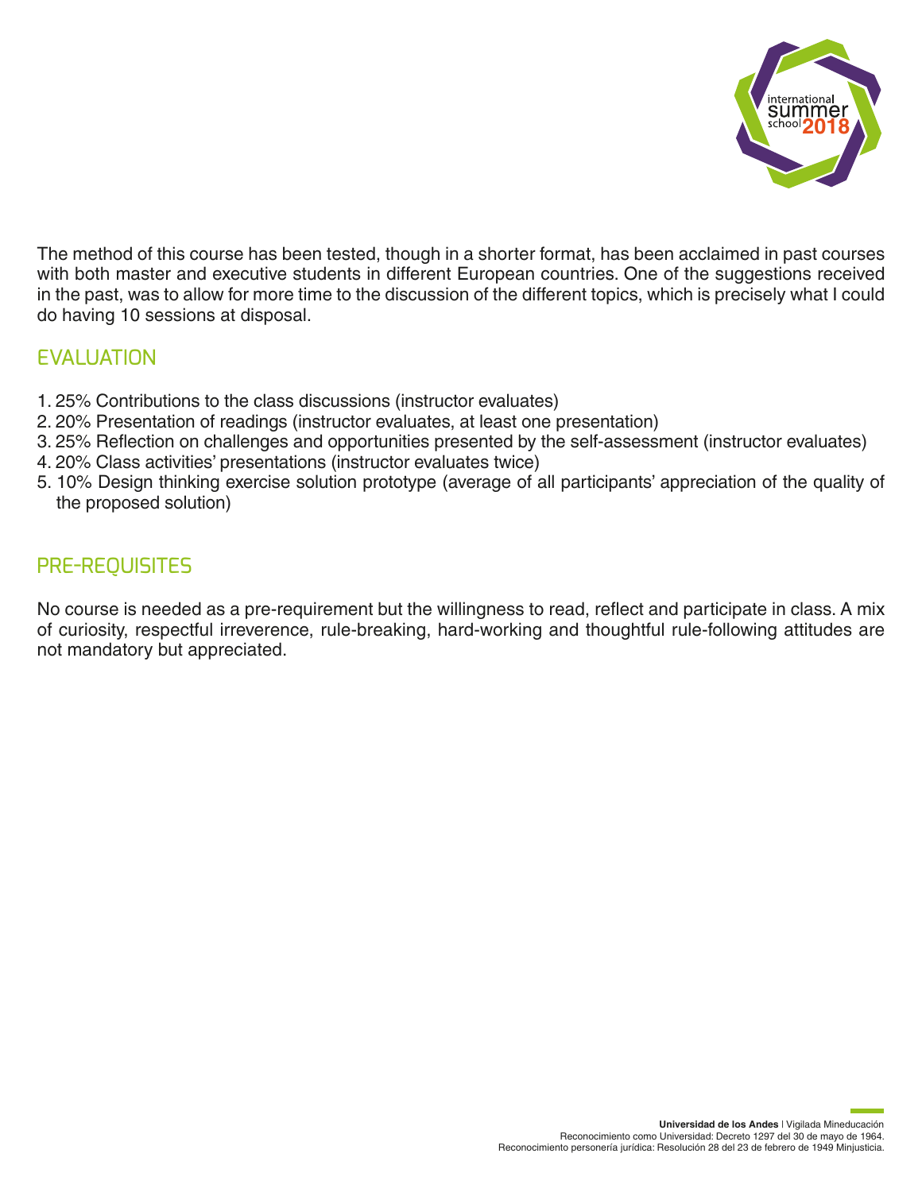The method of this course has been tested, though in a shorter format, has been acclaimed in past courses with both master and executive students in different European countries. One of the suggestions received in the past, was to allow for more time to the discussion of the different topics, which is precisely what I could do having 10 sessions at disposal.

## EVALUATION

1. 25% Contributions to the class discussions (instructor evaluates)
2. 20% Presentation of readings (instructor evaluates, at least one presentation)
3. 25% Reflection on challenges and opportunities presented by the self-assessment (instructor evaluates)
4. 20% Class activities' presentations (instructor evaluates twice)
5. 10% Design thinking exercise solution prototype (average of all participants' appreciation of the quality of the proposed solution)

## PRE-REQUISITES

No course is needed as a pre-requirement but the willingness to read, reflect and participate in class. A mix of curiosity, respectful irreverence, rule-breaking, hard-working and thoughtful rule-following attitudes are not mandatory but appreciated.